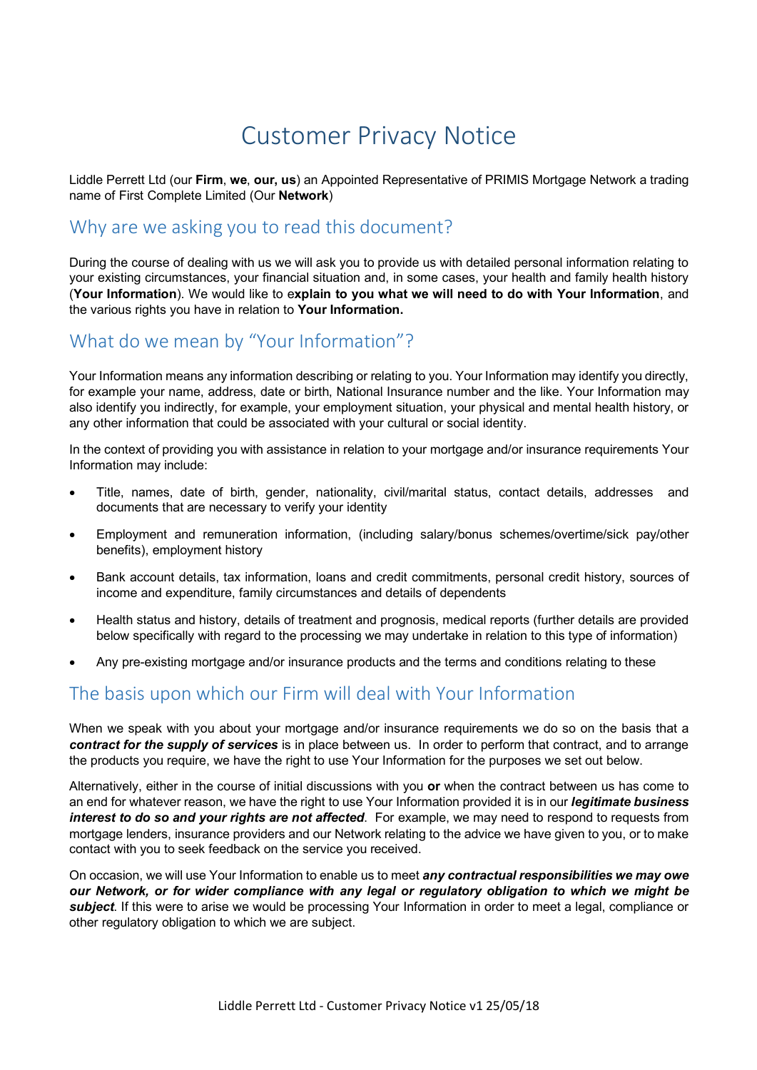# Customer Privacy Notice

Liddle Perrett Ltd (our **Firm**, **we**, **our, us**) an Appointed Representative of PRIMIS Mortgage Network a trading name of First Complete Limited (Our **Network**)

## Why are we asking you to read this document?

During the course of dealing with us we will ask you to provide us with detailed personal information relating to your existing circumstances, your financial situation and, in some cases, your health and family health history (**Your Information**). We would like to e**xplain to you what we will need to do with Your Information**, and the various rights you have in relation to **Your Information.**

## What do we mean by "Your Information"?

Your Information means any information describing or relating to you. Your Information may identify you directly, for example your name, address, date or birth, National Insurance number and the like. Your Information may also identify you indirectly, for example, your employment situation, your physical and mental health history, or any other information that could be associated with your cultural or social identity.

In the context of providing you with assistance in relation to your mortgage and/or insurance requirements Your Information may include:

- Title, names, date of birth, gender, nationality, civil/marital status, contact details, addresses and documents that are necessary to verify your identity
- Employment and remuneration information, (including salary/bonus schemes/overtime/sick pay/other benefits), employment history
- Bank account details, tax information, loans and credit commitments, personal credit history, sources of income and expenditure, family circumstances and details of dependents
- Health status and history, details of treatment and prognosis, medical reports (further details are provided below specifically with regard to the processing we may undertake in relation to this type of information)
- Any pre-existing mortgage and/or insurance products and the terms and conditions relating to these

## The basis upon which our Firm will deal with Your Information

When we speak with you about your mortgage and/or insurance requirements we do so on the basis that a ***contract for the supply of services*** is in place between us. In order to perform that contract, and to arrange the products you require, we have the right to use Your Information for the purposes we set out below.

Alternatively, either in the course of initial discussions with you **or** when the contract between us has come to an end for whatever reason, we have the right to use Your Information provided it is in our ***legitimate business interest to do so and your rights are not affected***. For example, we may need to respond to requests from mortgage lenders, insurance providers and our Network relating to the advice we have given to you, or to make contact with you to seek feedback on the service you received.

On occasion, we will use Your Information to enable us to meet ***any contractual responsibilities we may owe our Network, or for wider compliance with any legal or regulatory obligation to which we might be subject***. If this were to arise we would be processing Your Information in order to meet a legal, compliance or other regulatory obligation to which we are subject.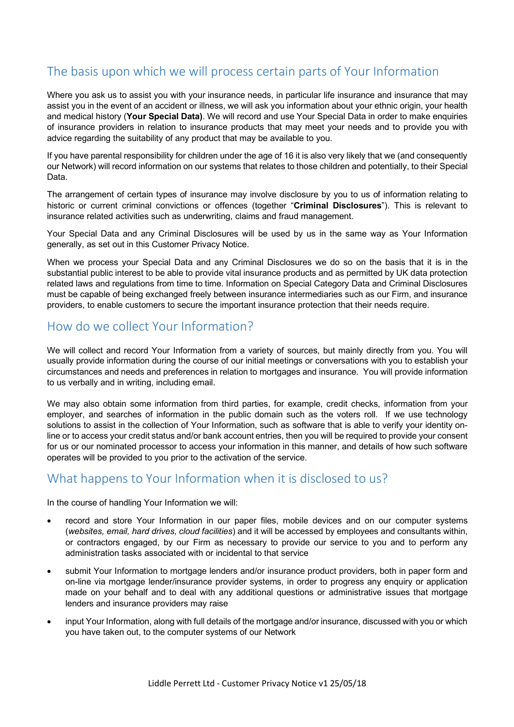## The basis upon which we will process certain parts of Your Information

Where you ask us to assist you with your insurance needs, in particular life insurance and insurance that may assist you in the event of an accident or illness, we will ask you information about your ethnic origin, your health and medical history (**Your Special Data)**. We will record and use Your Special Data in order to make enquiries of insurance providers in relation to insurance products that may meet your needs and to provide you with advice regarding the suitability of any product that may be available to you.

If you have parental responsibility for children under the age of 16 it is also very likely that we (and consequently our Network) will record information on our systems that relates to those children and potentially, to their Special Data.

The arrangement of certain types of insurance may involve disclosure by you to us of information relating to historic or current criminal convictions or offences (together "**Criminal Disclosures**"). This is relevant to insurance related activities such as underwriting, claims and fraud management.

Your Special Data and any Criminal Disclosures will be used by us in the same way as Your Information generally, as set out in this Customer Privacy Notice.

When we process your Special Data and any Criminal Disclosures we do so on the basis that it is in the substantial public interest to be able to provide vital insurance products and as permitted by UK data protection related laws and regulations from time to time. Information on Special Category Data and Criminal Disclosures must be capable of being exchanged freely between insurance intermediaries such as our Firm, and insurance providers, to enable customers to secure the important insurance protection that their needs require.

## How do we collect Your Information?

We will collect and record Your Information from a variety of sources, but mainly directly from you. You will usually provide information during the course of our initial meetings or conversations with you to establish your circumstances and needs and preferences in relation to mortgages and insurance. You will provide information to us verbally and in writing, including email.

We may also obtain some information from third parties, for example, credit checks, information from your employer, and searches of information in the public domain such as the voters roll. If we use technology solutions to assist in the collection of Your Information, such as software that is able to verify your identity on-line or to access your credit status and/or bank account entries, then you will be required to provide your consent for us or our nominated processor to access your information in this manner, and details of how such software operates will be provided to you prior to the activation of the service.

## What happens to Your Information when it is disclosed to us?

In the course of handling Your Information we will:

- record and store Your Information in our paper files, mobile devices and on our computer systems (*websites, email, hard drives, cloud facilities*) and it will be accessed by employees and consultants within, or contractors engaged, by our Firm as necessary to provide our service to you and to perform any administration tasks associated with or incidental to that service
- submit Your Information to mortgage lenders and/or insurance product providers, both in paper form and on-line via mortgage lender/insurance provider systems, in order to progress any enquiry or application made on your behalf and to deal with any additional questions or administrative issues that mortgage lenders and insurance providers may raise
- input Your Information, along with full details of the mortgage and/or insurance, discussed with you or which you have taken out, to the computer systems of our Network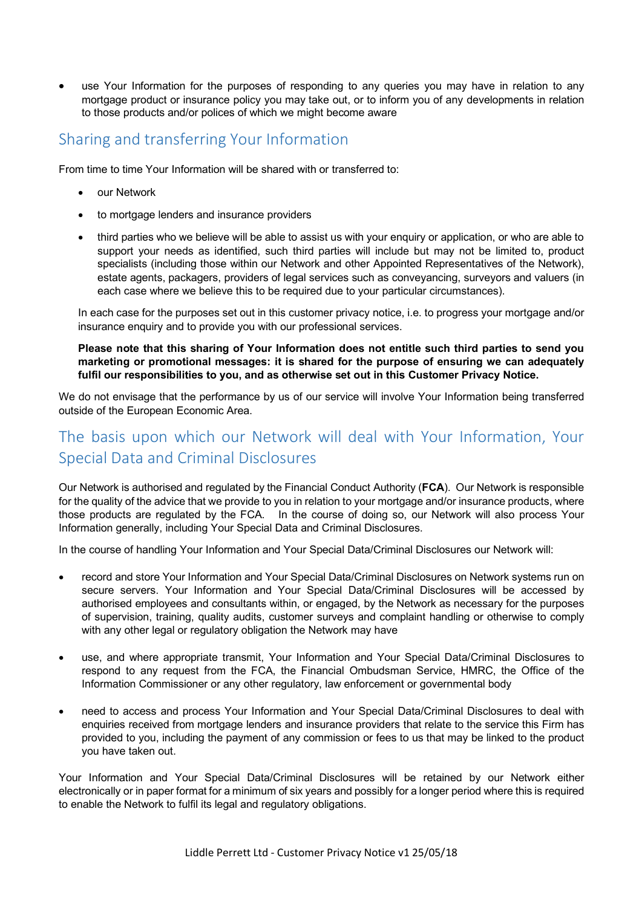- use Your Information for the purposes of responding to any queries you may have in relation to any mortgage product or insurance policy you may take out, or to inform you of any developments in relation to those products and/or polices of which we might become aware

## Sharing and transferring Your Information

From time to time Your Information will be shared with or transferred to:

- our Network
- to mortgage lenders and insurance providers
- third parties who we believe will be able to assist us with your enquiry or application, or who are able to support your needs as identified, such third parties will include but may not be limited to, product specialists (including those within our Network and other Appointed Representatives of the Network), estate agents, packagers, providers of legal services such as conveyancing, surveyors and valuers (in each case where we believe this to be required due to your particular circumstances).

In each case for the purposes set out in this customer privacy notice, i.e. to progress your mortgage and/or insurance enquiry and to provide you with our professional services.

**Please note that this sharing of Your Information does not entitle such third parties to send you marketing or promotional messages: it is shared for the purpose of ensuring we can adequately fulfil our responsibilities to you, and as otherwise set out in this Customer Privacy Notice.**

We do not envisage that the performance by us of our service will involve Your Information being transferred outside of the European Economic Area.

## The basis upon which our Network will deal with Your Information, Your Special Data and Criminal Disclosures

Our Network is authorised and regulated by the Financial Conduct Authority (**FCA**). Our Network is responsible for the quality of the advice that we provide to you in relation to your mortgage and/or insurance products, where those products are regulated by the FCA. In the course of doing so, our Network will also process Your Information generally, including Your Special Data and Criminal Disclosures.

In the course of handling Your Information and Your Special Data/Criminal Disclosures our Network will:

- record and store Your Information and Your Special Data/Criminal Disclosures on Network systems run on secure servers. Your Information and Your Special Data/Criminal Disclosures will be accessed by authorised employees and consultants within, or engaged, by the Network as necessary for the purposes of supervision, training, quality audits, customer surveys and complaint handling or otherwise to comply with any other legal or regulatory obligation the Network may have
- use, and where appropriate transmit, Your Information and Your Special Data/Criminal Disclosures to respond to any request from the FCA, the Financial Ombudsman Service, HMRC, the Office of the Information Commissioner or any other regulatory, law enforcement or governmental body
- need to access and process Your Information and Your Special Data/Criminal Disclosures to deal with enquiries received from mortgage lenders and insurance providers that relate to the service this Firm has provided to you, including the payment of any commission or fees to us that may be linked to the product you have taken out.

Your Information and Your Special Data/Criminal Disclosures will be retained by our Network either electronically or in paper format for a minimum of six years and possibly for a longer period where this is required to enable the Network to fulfil its legal and regulatory obligations.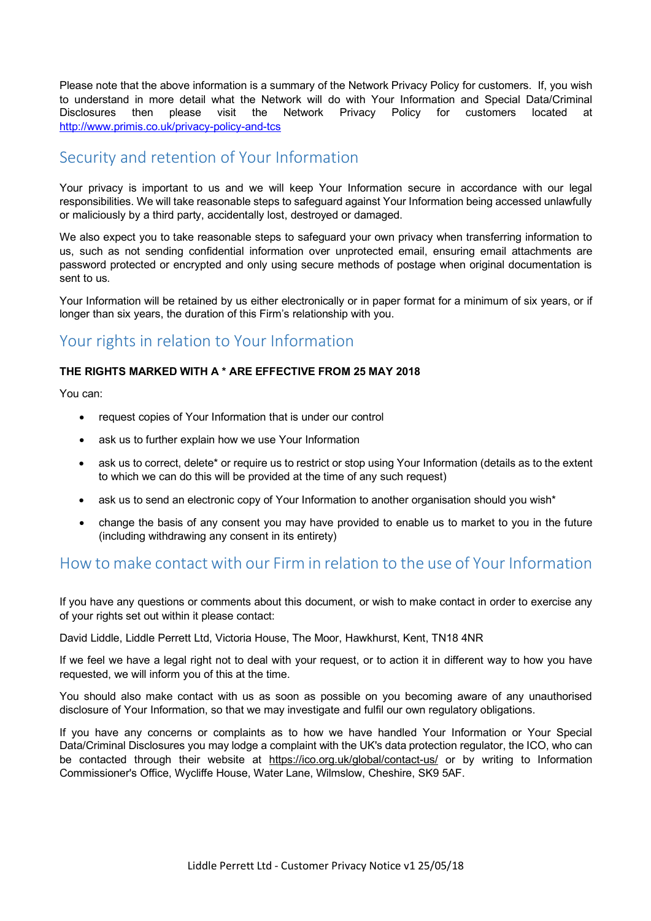Please note that the above information is a summary of the Network Privacy Policy for customers. If, you wish to understand in more detail what the Network will do with Your Information and Special Data/Criminal Disclosures then please visit the Network Privacy Policy for customers located at http://www.primis.co.uk/privacy-policy-and-tcs

## Security and retention of Your Information

Your privacy is important to us and we will keep Your Information secure in accordance with our legal responsibilities. We will take reasonable steps to safeguard against Your Information being accessed unlawfully or maliciously by a third party, accidentally lost, destroyed or damaged.

We also expect you to take reasonable steps to safeguard your own privacy when transferring information to us, such as not sending confidential information over unprotected email, ensuring email attachments are password protected or encrypted and only using secure methods of postage when original documentation is sent to us.

Your Information will be retained by us either electronically or in paper format for a minimum of six years, or if longer than six years, the duration of this Firm's relationship with you.

## Your rights in relation to Your Information

**THE RIGHTS MARKED WITH A * ARE EFFECTIVE FROM 25 MAY 2018**

You can:

- request copies of Your Information that is under our control
- ask us to further explain how we use Your Information
- ask us to correct, delete* or require us to restrict or stop using Your Information (details as to the extent to which we can do this will be provided at the time of any such request)
- ask us to send an electronic copy of Your Information to another organisation should you wish*
- change the basis of any consent you may have provided to enable us to market to you in the future (including withdrawing any consent in its entirety)

## How to make contact with our Firm in relation to the use of Your Information

If you have any questions or comments about this document, or wish to make contact in order to exercise any of your rights set out within it please contact:

David Liddle, Liddle Perrett Ltd, Victoria House, The Moor, Hawkhurst, Kent, TN18 4NR

If we feel we have a legal right not to deal with your request, or to action it in different way to how you have requested, we will inform you of this at the time.

You should also make contact with us as soon as possible on you becoming aware of any unauthorised disclosure of Your Information, so that we may investigate and fulfil our own regulatory obligations.

If you have any concerns or complaints as to how we have handled Your Information or Your Special Data/Criminal Disclosures you may lodge a complaint with the UK's data protection regulator, the ICO, who can be contacted through their website at https://ico.org.uk/global/contact-us/ or by writing to Information Commissioner's Office, Wycliffe House, Water Lane, Wilmslow, Cheshire, SK9 5AF.